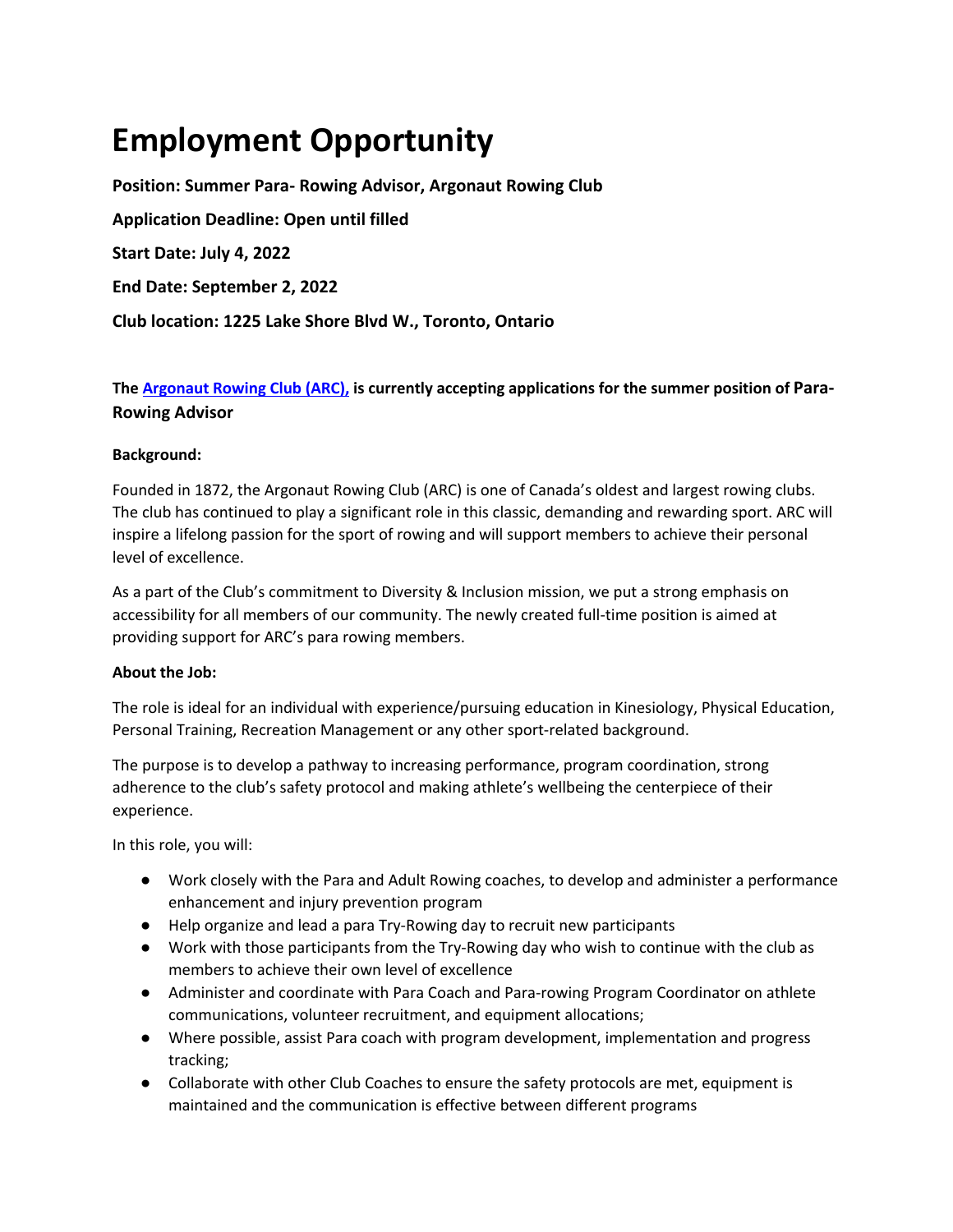# Employment Opportunity

**Position: Summer Para- Rowing Advisor, Argonaut Rowing Club**

**Application Deadline: Open until filled**

**Start Date: July 4, 2022**

**End Date: September 2, 2022**

**Club location: 1225 Lake Shore Blvd W., Toronto, Ontario**

**The Argonaut Rowing Club (ARC), is currently accepting applications for the summer position of Para-Rowing Advisor**

**Background:**

Founded in 1872, the Argonaut Rowing Club (ARC) is one of Canada's oldest and largest rowing clubs. The club has continued to play a significant role in this classic, demanding and rewarding sport. ARC will inspire a lifelong passion for the sport of rowing and will support members to achieve their personal level of excellence.

As a part of the Club's commitment to Diversity & Inclusion mission, we put a strong emphasis on accessibility for all members of our community. The newly created full-time position is aimed at providing support for ARC's para rowing members.

**About the Job:**

The role is ideal for an individual with experience/pursuing education in Kinesiology, Physical Education, Personal Training, Recreation Management or any other sport-related background.

The purpose is to develop a pathway to increasing performance, program coordination, strong adherence to the club's safety protocol and making athlete's wellbeing the centerpiece of their experience.

In this role, you will:

- Work closely with the Para and Adult Rowing coaches, to develop and administer a performance enhancement and injury prevention program
- Help organize and lead a para Try-Rowing day to recruit new participants
- Work with those participants from the Try-Rowing day who wish to continue with the club as members to achieve their own level of excellence
- Administer and coordinate with Para Coach and Para-rowing Program Coordinator on athlete communications, volunteer recruitment, and equipment allocations;
- Where possible, assist Para coach with program development, implementation and progress tracking;
- Collaborate with other Club Coaches to ensure the safety protocols are met, equipment is maintained and the communication is effective between different programs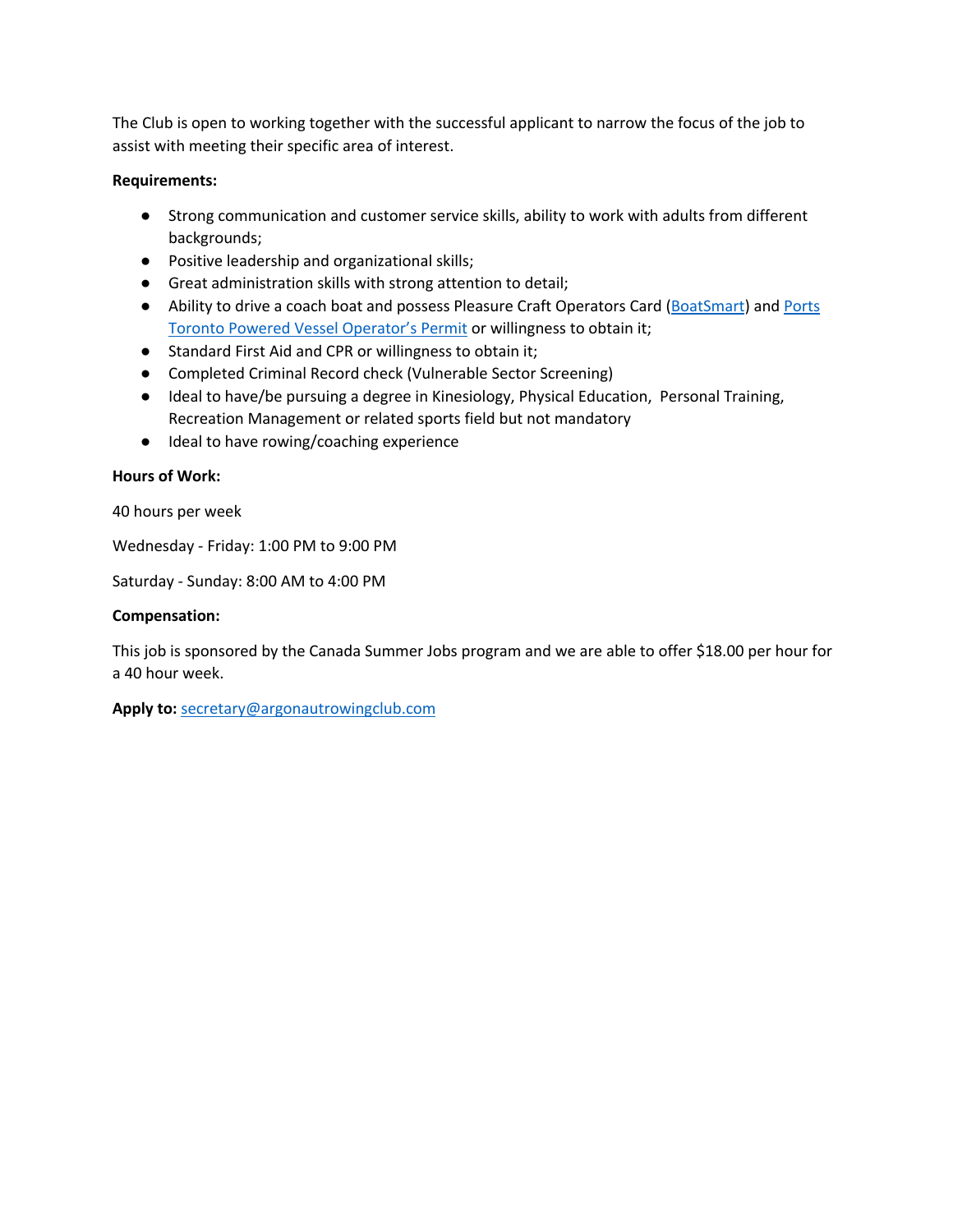The Club is open to working together with the successful applicant to narrow the focus of the job to assist with meeting their specific area of interest.

**Requirements:**

- Strong communication and customer service skills, ability to work with adults from different backgrounds;
- Positive leadership and organizational skills;
- Great administration skills with strong attention to detail;
- Ability to drive a coach boat and possess Pleasure Craft Operators Card (BoatSmart) and Ports Toronto Powered Vessel Operator's Permit or willingness to obtain it;
- Standard First Aid and CPR or willingness to obtain it;
- Completed Criminal Record check (Vulnerable Sector Screening)
- Ideal to have/be pursuing a degree in Kinesiology, Physical Education, Personal Training, Recreation Management or related sports field but not mandatory
- Ideal to have rowing/coaching experience

**Hours of Work:**

40 hours per week

Wednesday - Friday: 1:00 PM to 9:00 PM

Saturday - Sunday: 8:00 AM to 4:00 PM

**Compensation:**

This job is sponsored by the Canada Summer Jobs program and we are able to offer $18.00 per hour for a 40 hour week.

**Apply to:** secretary@argonautrowingclub.com